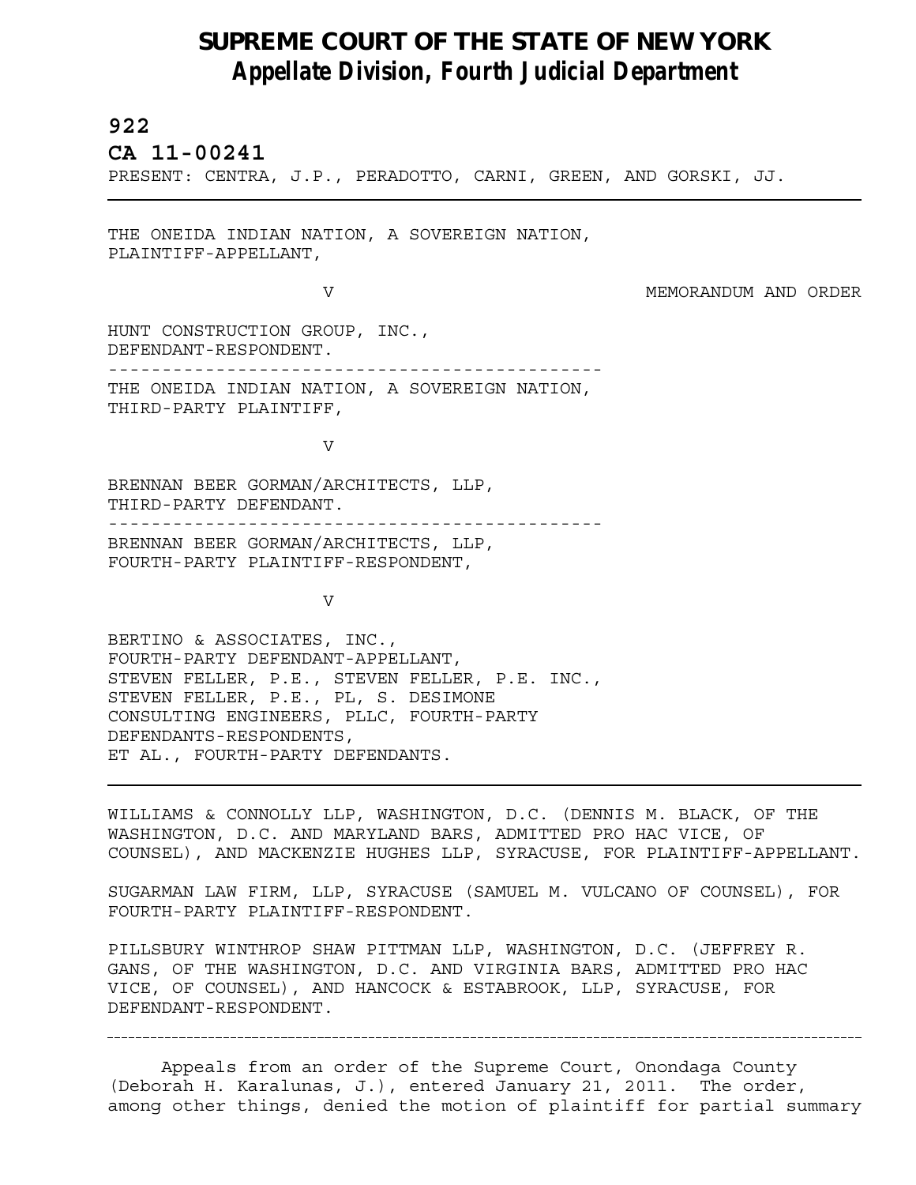# SUPREME COURT OF THE STATE OF NEW YORK
## *Appellate Division, Fourth Judicial Department*

**922**

**CA 11-00241**

PRESENT: CENTRA, J.P., PERADOTTO, CARNI, GREEN, AND GORSKI, JJ.

---

THE ONEIDA INDIAN NATION, A SOVEREIGN NATION,
PLAINTIFF-APPELLANT,

V MEMORANDUM AND ORDER

HUNT CONSTRUCTION GROUP, INC.,
DEFENDANT-RESPONDENT.

---

THE ONEIDA INDIAN NATION, A SOVEREIGN NATION,
THIRD-PARTY PLAINTIFF,

V

BRENNAN BEER GORMAN/ARCHITECTS, LLP,
THIRD-PARTY DEFENDANT.

---

BRENNAN BEER GORMAN/ARCHITECTS, LLP,
FOURTH-PARTY PLAINTIFF-RESPONDENT,

V

BERTINO & ASSOCIATES, INC.,
FOURTH-PARTY DEFENDANT-APPELLANT,
STEVEN FELLER, P.E., STEVEN FELLER, P.E. INC.,
STEVEN FELLER, P.E., PL, S. DESIMONE
CONSULTING ENGINEERS, PLLC, FOURTH-PARTY
DEFENDANTS-RESPONDENTS,
ET AL., FOURTH-PARTY DEFENDANTS.

---

WILLIAMS & CONNOLLY LLP, WASHINGTON, D.C. (DENNIS M. BLACK, OF THE WASHINGTON, D.C. AND MARYLAND BARS, ADMITTED PRO HAC VICE, OF COUNSEL), AND MACKENZIE HUGHES LLP, SYRACUSE, FOR PLAINTIFF-APPELLANT.

SUGARMAN LAW FIRM, LLP, SYRACUSE (SAMUEL M. VULCANO OF COUNSEL), FOR FOURTH-PARTY PLAINTIFF-RESPONDENT.

PILLSBURY WINTHROP SHAW PITTMAN LLP, WASHINGTON, D.C. (JEFFREY R. GANS, OF THE WASHINGTON, D.C. AND VIRGINIA BARS, ADMITTED PRO HAC VICE, OF COUNSEL), AND HANCOCK & ESTABROOK, LLP, SYRACUSE, FOR DEFENDANT-RESPONDENT.

---

Appeals from an order of the Supreme Court, Onondaga County (Deborah H. Karalunas, J.), entered January 21, 2011. The order, among other things, denied the motion of plaintiff for partial summary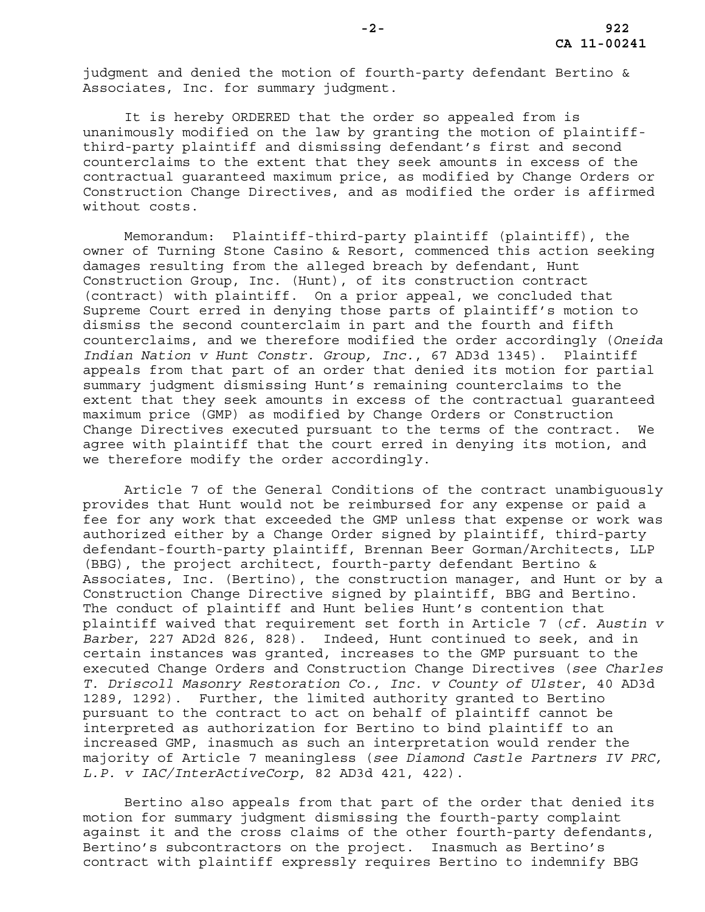judgment and denied the motion of fourth-party defendant Bertino & Associates, Inc. for summary judgment.

It is hereby ORDERED that the order so appealed from is unanimously modified on the law by granting the motion of plaintiff-third-party plaintiff and dismissing defendant's first and second counterclaims to the extent that they seek amounts in excess of the contractual guaranteed maximum price, as modified by Change Orders or Construction Change Directives, and as modified the order is affirmed without costs.

Memorandum: Plaintiff-third-party plaintiff (plaintiff), the owner of Turning Stone Casino & Resort, commenced this action seeking damages resulting from the alleged breach by defendant, Hunt Construction Group, Inc. (Hunt), of its construction contract (contract) with plaintiff. On a prior appeal, we concluded that Supreme Court erred in denying those parts of plaintiff's motion to dismiss the second counterclaim in part and the fourth and fifth counterclaims, and we therefore modified the order accordingly (*Oneida Indian Nation v Hunt Constr. Group, Inc.*, 67 AD3d 1345). Plaintiff appeals from that part of an order that denied its motion for partial summary judgment dismissing Hunt's remaining counterclaims to the extent that they seek amounts in excess of the contractual guaranteed maximum price (GMP) as modified by Change Orders or Construction Change Directives executed pursuant to the terms of the contract. We agree with plaintiff that the court erred in denying its motion, and we therefore modify the order accordingly.

Article 7 of the General Conditions of the contract unambiguously provides that Hunt would not be reimbursed for any expense or paid a fee for any work that exceeded the GMP unless that expense or work was authorized either by a Change Order signed by plaintiff, third-party defendant-fourth-party plaintiff, Brennan Beer Gorman/Architects, LLP (BBG), the project architect, fourth-party defendant Bertino & Associates, Inc. (Bertino), the construction manager, and Hunt or by a Construction Change Directive signed by plaintiff, BBG and Bertino. The conduct of plaintiff and Hunt belies Hunt's contention that plaintiff waived that requirement set forth in Article 7 (*cf. Austin v Barber*, 227 AD2d 826, 828). Indeed, Hunt continued to seek, and in certain instances was granted, increases to the GMP pursuant to the executed Change Orders and Construction Change Directives (*see Charles T. Driscoll Masonry Restoration Co., Inc. v County of Ulster*, 40 AD3d 1289, 1292). Further, the limited authority granted to Bertino pursuant to the contract to act on behalf of plaintiff cannot be interpreted as authorization for Bertino to bind plaintiff to an increased GMP, inasmuch as such an interpretation would render the majority of Article 7 meaningless (*see Diamond Castle Partners IV PRC, L.P. v IAC/InterActiveCorp*, 82 AD3d 421, 422).

Bertino also appeals from that part of the order that denied its motion for summary judgment dismissing the fourth-party complaint against it and the cross claims of the other fourth-party defendants, Bertino's subcontractors on the project. Inasmuch as Bertino's contract with plaintiff expressly requires Bertino to indemnify BBG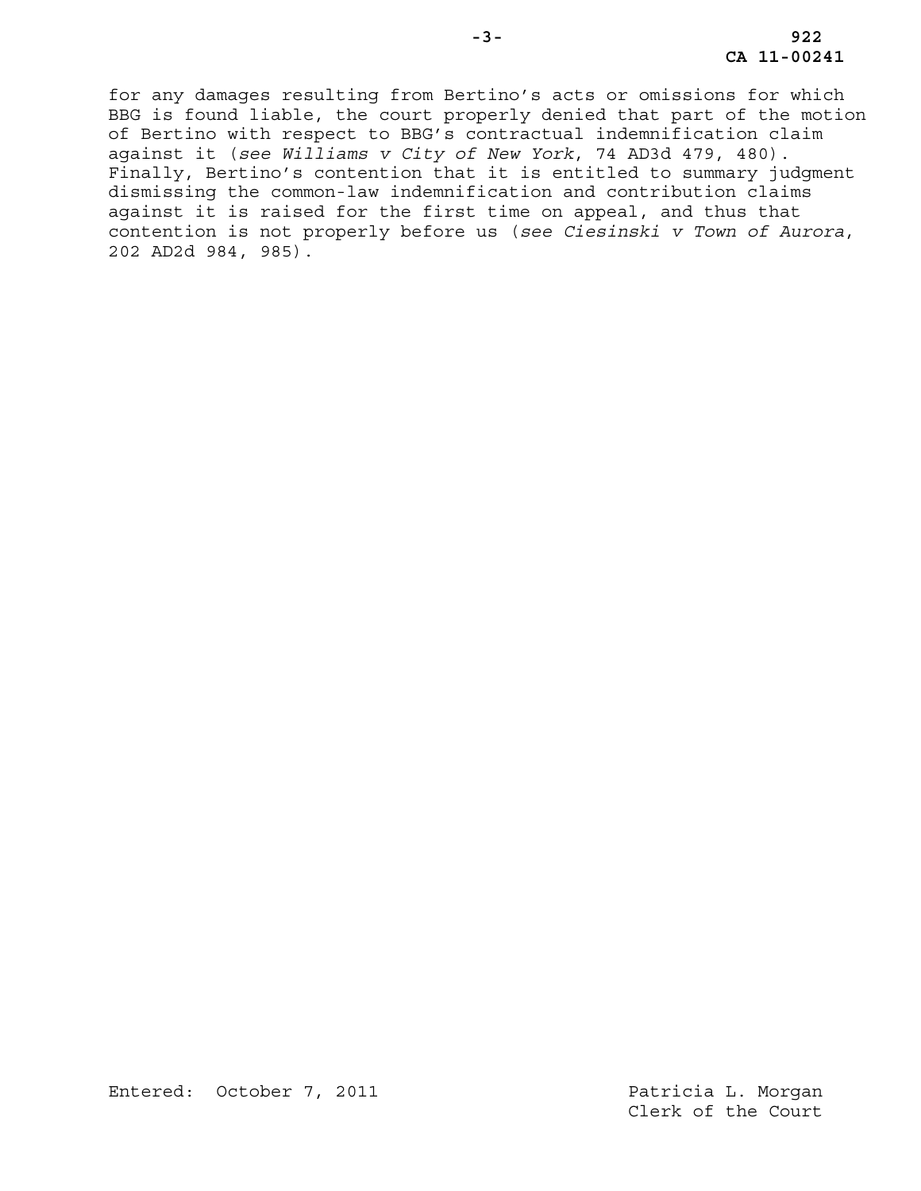for any damages resulting from Bertino's acts or omissions for which BBG is found liable, the court properly denied that part of the motion of Bertino with respect to BBG's contractual indemnification claim against it (*see Williams v City of New York*, 74 AD3d 479, 480). Finally, Bertino's contention that it is entitled to summary judgment dismissing the common-law indemnification and contribution claims against it is raised for the first time on appeal, and thus that contention is not properly before us (*see Ciesinski v Town of Aurora*, 202 AD2d 984, 985).

Entered: October 7, 2011

Patricia L. Morgan
Clerk of the Court